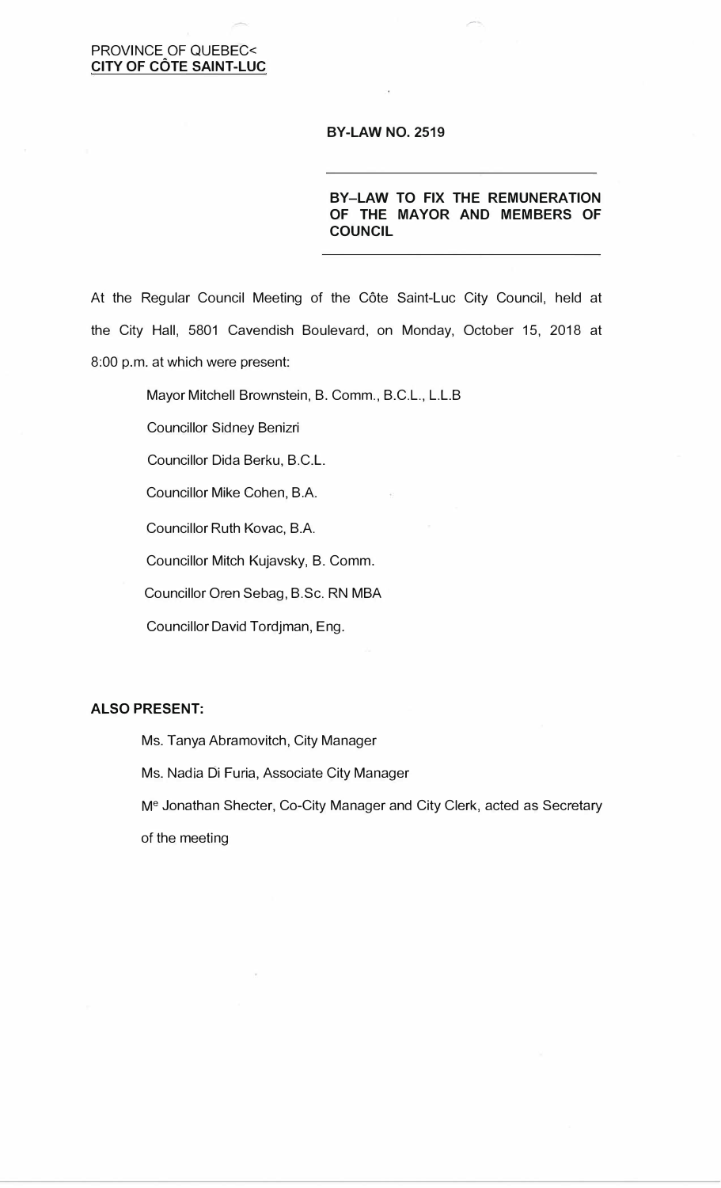PROVINCE OF QUEBEC<
**CITY OF CÔTE SAINT-LUC**

**BY-LAW NO. 2519**

---

**BY–LAW TO FIX THE REMUNERATION OF THE MAYOR AND MEMBERS OF COUNCIL**

---

At the Regular Council Meeting of the Côte Saint-Luc City Council, held at the City Hall, 5801 Cavendish Boulevard, on Monday, October 15, 2018 at 8:00 p.m. at which were present:

Mayor Mitchell Brownstein, B. Comm., B.C.L., L.L.B

Councillor Sidney Benizri

Councillor Dida Berku, B.C.L.

Councillor Mike Cohen, B.A.

Councillor Ruth Kovac, B.A.

Councillor Mitch Kujavsky, B. Comm.

Councillor Oren Sebag, B.Sc. RN MBA

Councillor David Tordjman, Eng.

**ALSO PRESENT:**

Ms. Tanya Abramovitch, City Manager

Ms. Nadia Di Furia, Associate City Manager

Me Jonathan Shecter, Co-City Manager and City Clerk, acted as Secretary of the meeting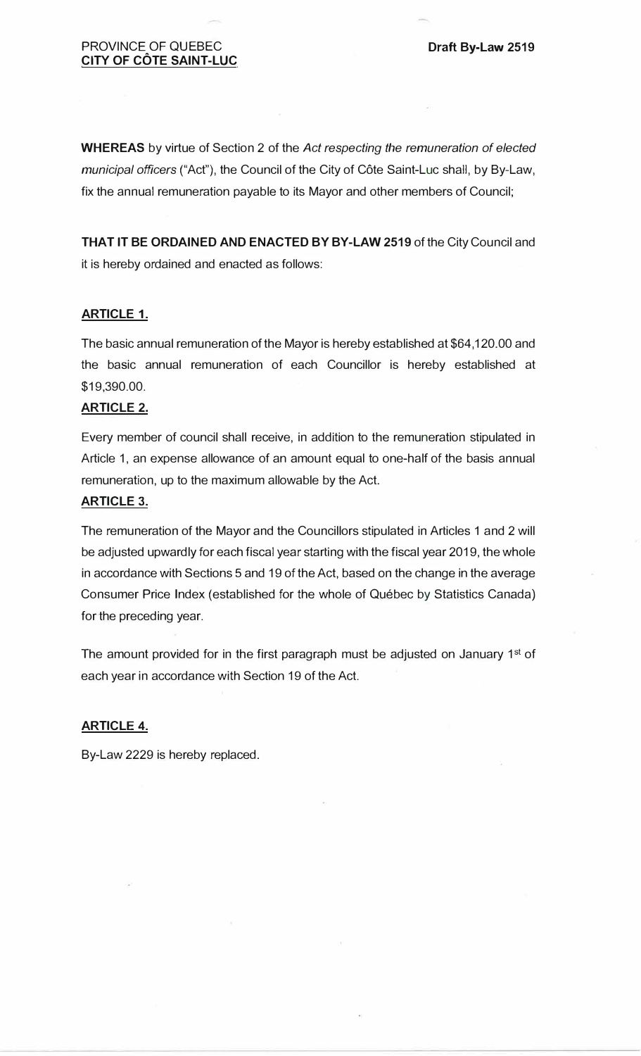PROVINCE OF QUEBEC
**CITY OF CÔTE SAINT-LUC**

**Draft By-Law 2519**

**WHEREAS** by virtue of Section 2 of the *Act respecting the remuneration of elected municipal officers* ("Act"), the Council of the City of Côte Saint-Luc shall, by By-Law, fix the annual remuneration payable to its Mayor and other members of Council;

**THAT IT BE ORDAINED AND ENACTED BY BY-LAW 2519** of the City Council and it is hereby ordained and enacted as follows:

**ARTICLE 1.**

The basic annual remuneration of the Mayor is hereby established at $64,120.00 and the basic annual remuneration of each Councillor is hereby established at $19,390.00.

**ARTICLE 2.**

Every member of council shall receive, in addition to the remuneration stipulated in Article 1, an expense allowance of an amount equal to one-half of the basis annual remuneration, up to the maximum allowable by the Act.

**ARTICLE 3.**

The remuneration of the Mayor and the Councillors stipulated in Articles 1 and 2 will be adjusted upwardly for each fiscal year starting with the fiscal year 2019, the whole in accordance with Sections 5 and 19 of the Act, based on the change in the average Consumer Price Index (established for the whole of Québec by Statistics Canada) for the preceding year.

The amount provided for in the first paragraph must be adjusted on January 1st of each year in accordance with Section 19 of the Act.

**ARTICLE 4.**

By-Law 2229 is hereby replaced.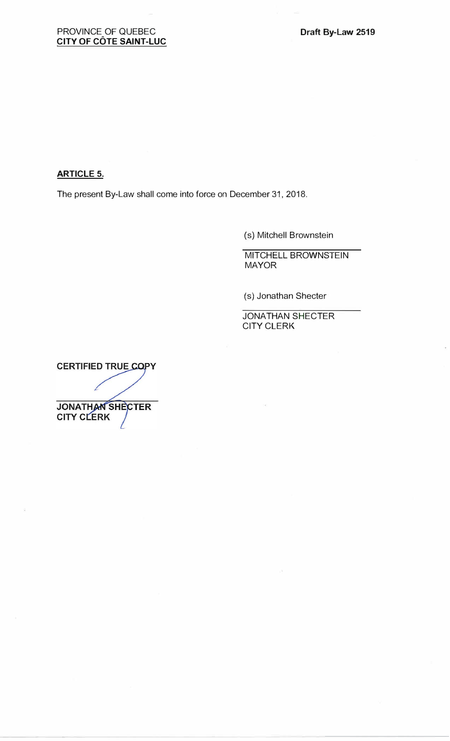PROVINCE OF QUEBEC
**CITY OF CÔTE SAINT-LUC**

**Draft By-Law 2519**

**ARTICLE 5.**

The present By-Law shall come into force on December 31, 2018.

(s) Mitchell Brownstein

MITCHELL BROWNSTEIN
MAYOR

(s) Jonathan Shecter

JONATHAN SHECTER
CITY CLERK

**CERTIFIED TRUE COPY**

**JONATHAN SHECTER**
**CITY CLERK**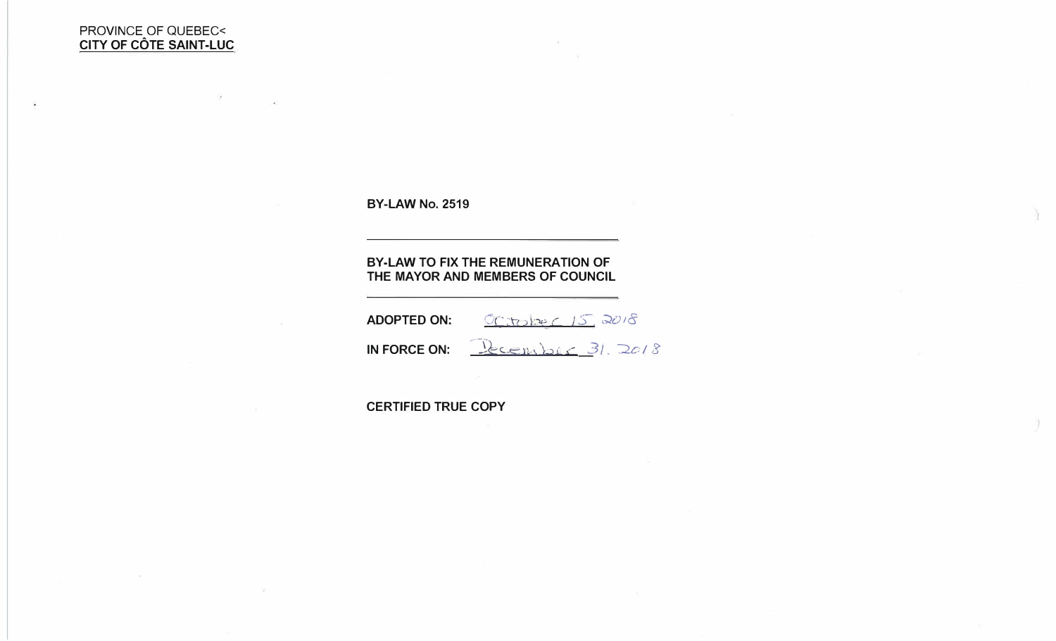PROVINCE OF QUEBEC<
**CITY OF CÔTE SAINT-LUC**

**BY-LAW No. 2519**

---

**BY-LAW TO FIX THE REMUNERATION OF THE MAYOR AND MEMBERS OF COUNCIL**

---

**ADOPTED ON:** October 15, 2018

**IN FORCE ON:** December 31, 2018

**CERTIFIED TRUE COPY**